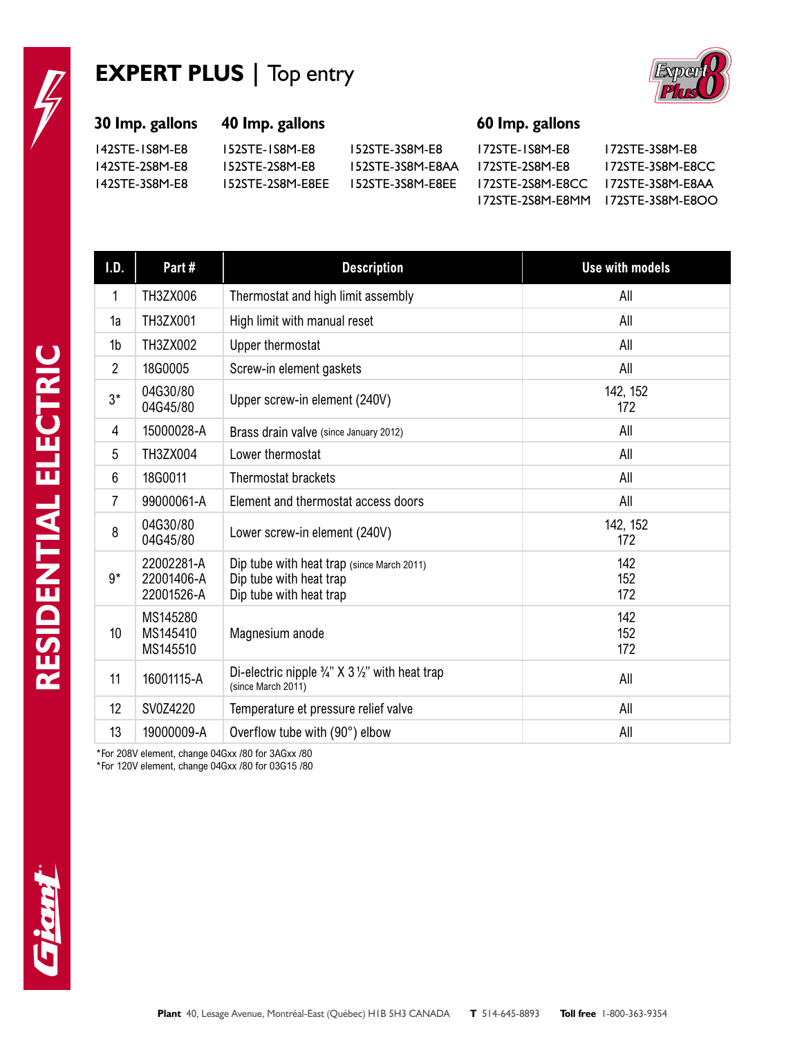# EXPERT PLUS | Top entry

### 30 Imp. gallons

142STE-1S8M-E8
142STE-2S8M-E8
142STE-3S8M-E8

### 40 Imp. gallons

152STE-1S8M-E8
152STE-2S8M-E8
152STE-2S8M-E8EE
152STE-3S8M-E8
152STE-3S8M-E8AA
152STE-3S8M-E8EE

### 60 Imp. gallons

172STE-1S8M-E8
172STE-2S8M-E8
172STE-2S8M-E8CC
172STE-2S8M-E8MM
172STE-3S8M-E8
172STE-3S8M-E8CC
172STE-3S8M-E8AA
172STE-3S8M-E8OO

| I.D. | Part # | Description | Use with models |
|---|---|---|---|
| 1 | TH3ZX006 | Thermostat and high limit assembly | All |
| 1a | TH3ZX001 | High limit with manual reset | All |
| 1b | TH3ZX002 | Upper thermostat | All |
| 2 | 18G0005 | Screw-in element gaskets | All |
| 3* | 04G30/80<br>04G45/80 | Upper screw-in element (240V) | 142, 152<br>172 |
| 4 | 15000028-A | Brass drain valve (since January 2012) | All |
| 5 | TH3ZX004 | Lower thermostat | All |
| 6 | 18G0011 | Thermostat brackets | All |
| 7 | 99000061-A | Element and thermostat access doors | All |
| 8 | 04G30/80<br>04G45/80 | Lower screw-in element (240V) | 142, 152<br>172 |
| 9* | 22002281-A<br>22001406-A<br>22001526-A | Dip tube with heat trap (since March 2011)<br>Dip tube with heat trap<br>Dip tube with heat trap | 142<br>152<br>172 |
| 10 | MS145280<br>MS145410<br>MS145510 | Magnesium anode | 142<br>152<br>172 |
| 11 | 16001115-A | Di-electric nipple ¾" X 3 ½" with heat trap (since March 2011) | All |
| 12 | SV0Z4220 | Temperature et pressure relief valve | All |
| 13 | 19000009-A | Overflow tube with (90°) elbow | All |

*For 208V element, change 04Gxx /80 for 3AGxx /80
*For 120V element, change 04Gxx /80 for 03G15 /80

**Plant** 40, Lesage Avenue, Montréal-East (Québec) H1B 5H3 CANADA **T** 514-645-8893 **Toll free** 1-800-363-9354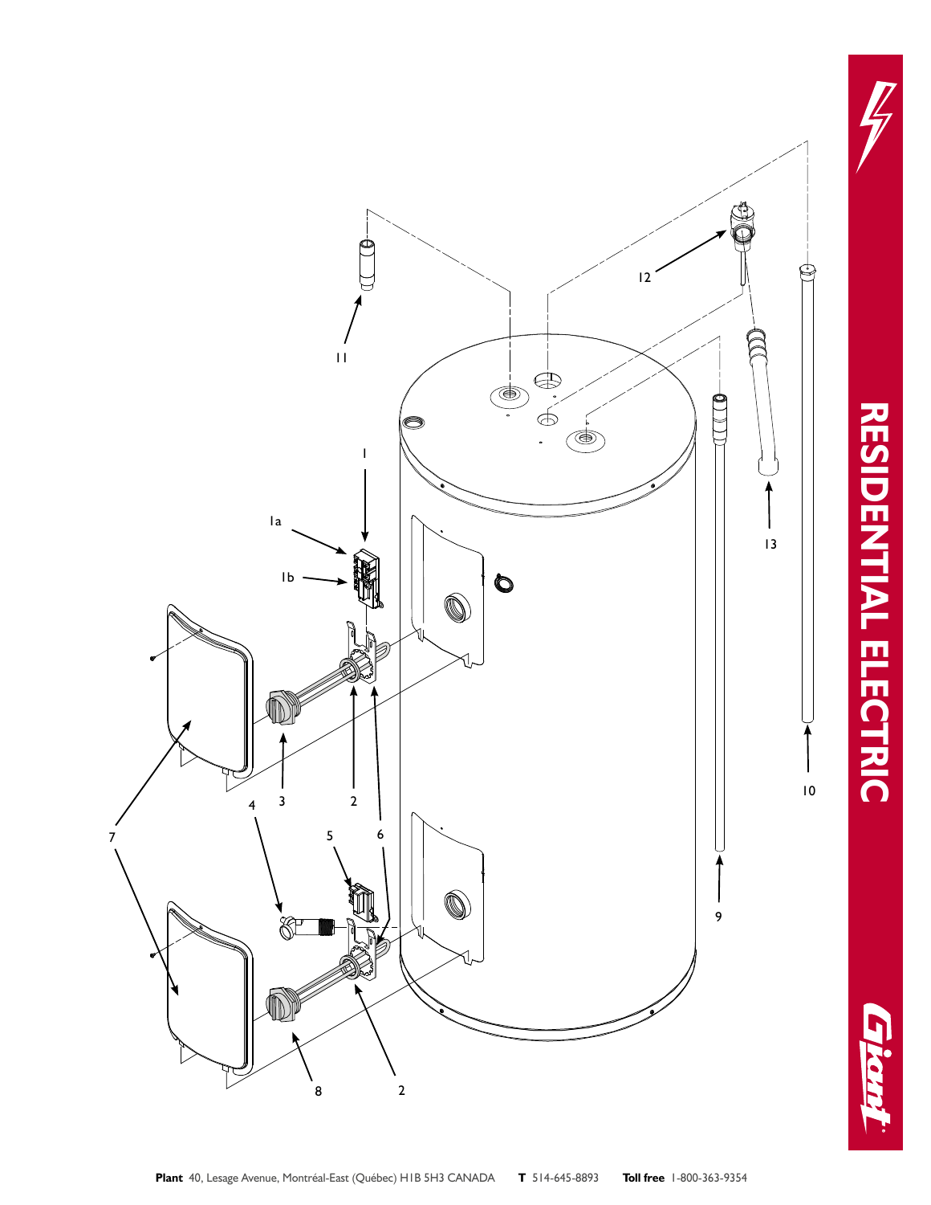1a

1b

1

11

12

13

10

9

7

4

3

2

6

5

8

2

RESIDENTIAL ELECTRIC

Giant

**Plant** 40, Lesage Avenue, Montréal-East (Québec) H1B 5H3 CANADA **T** 514-645-8893 **Toll free** 1-800-363-9354